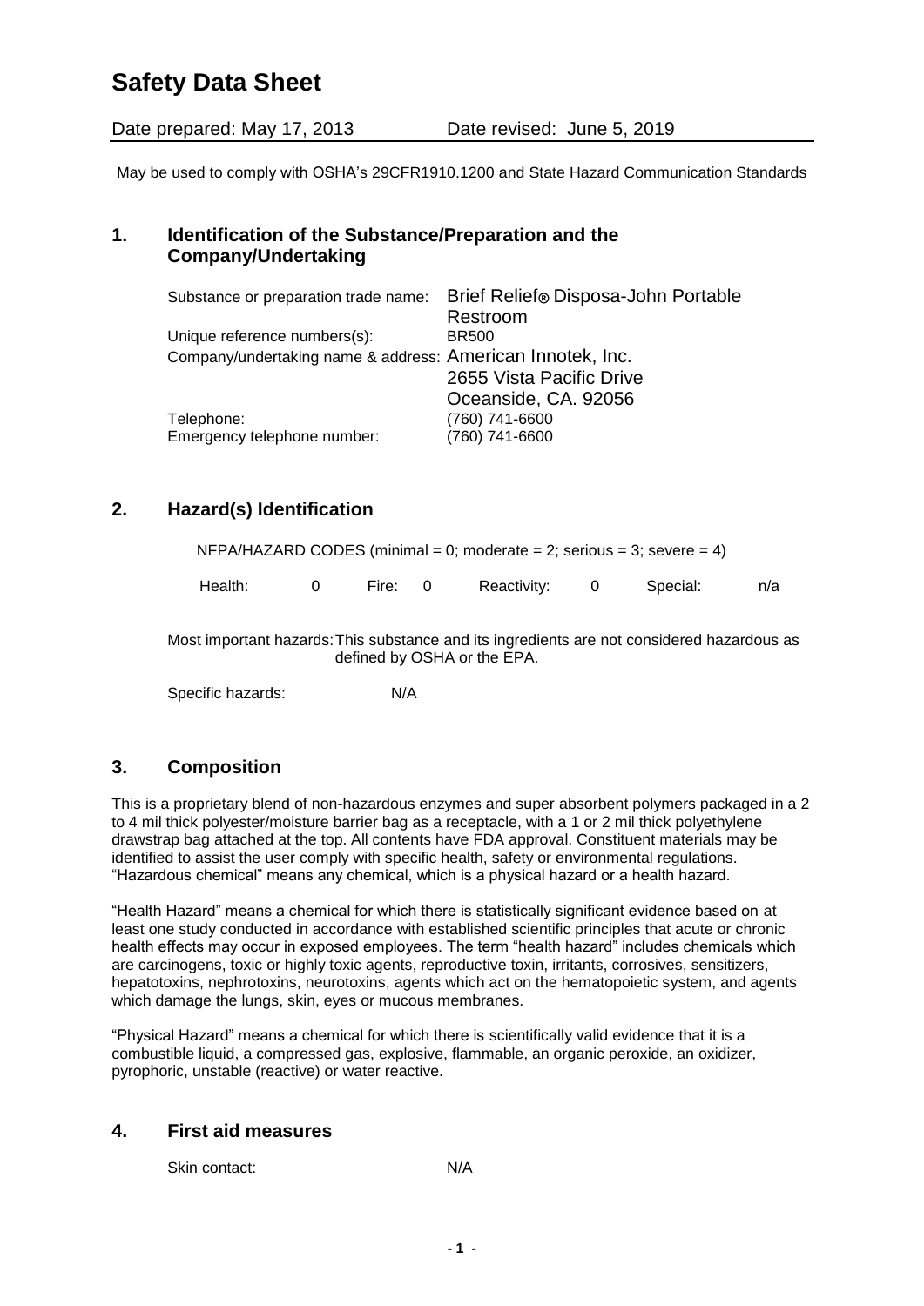# Safety Data Sheet

Date prepared: May 17, 2013 Date revised: June 5, 2019

May be used to comply with OSHA's 29CFR1910.1200 and State Hazard Communication Standards

## 1. Identification of the Substance/Preparation and the Company/Undertaking

| | |
|---|---|
| Substance or preparation trade name: | Brief Relief® Disposa-John Portable Restroom |
| Unique reference numbers(s): | BR500 |
| Company/undertaking name & address: | American Innotek, Inc.<br>2655 Vista Pacific Drive<br>Oceanside, CA. 92056 |
| Telephone: | (760) 741-6600 |
| Emergency telephone number: | (760) 741-6600 |

## 2. Hazard(s) Identification

NFPA/HAZARD CODES (minimal = 0; moderate = 2; serious = 3; severe = 4)

| Health: | 0 | Fire: | 0 | Reactivity: | 0 | Special: | n/a |
|---|---|---|---|---|---|---|---|

Most important hazards: This substance and its ingredients are not considered hazardous as defined by OSHA or the EPA.

Specific hazards: N/A

## 3. Composition

This is a proprietary blend of non-hazardous enzymes and super absorbent polymers packaged in a 2 to 4 mil thick polyester/moisture barrier bag as a receptacle, with a 1 or 2 mil thick polyethylene drawstrap bag attached at the top. All contents have FDA approval. Constituent materials may be identified to assist the user comply with specific health, safety or environmental regulations. "Hazardous chemical" means any chemical, which is a physical hazard or a health hazard.

"Health Hazard" means a chemical for which there is statistically significant evidence based on at least one study conducted in accordance with established scientific principles that acute or chronic health effects may occur in exposed employees. The term "health hazard" includes chemicals which are carcinogens, toxic or highly toxic agents, reproductive toxin, irritants, corrosives, sensitizers, hepatotoxins, nephrotoxins, neurotoxins, agents which act on the hematopoietic system, and agents which damage the lungs, skin, eyes or mucous membranes.

"Physical Hazard" means a chemical for which there is scientifically valid evidence that it is a combustible liquid, a compressed gas, explosive, flammable, an organic peroxide, an oxidizer, pyrophoric, unstable (reactive) or water reactive.

## 4. First aid measures

Skin contact: N/A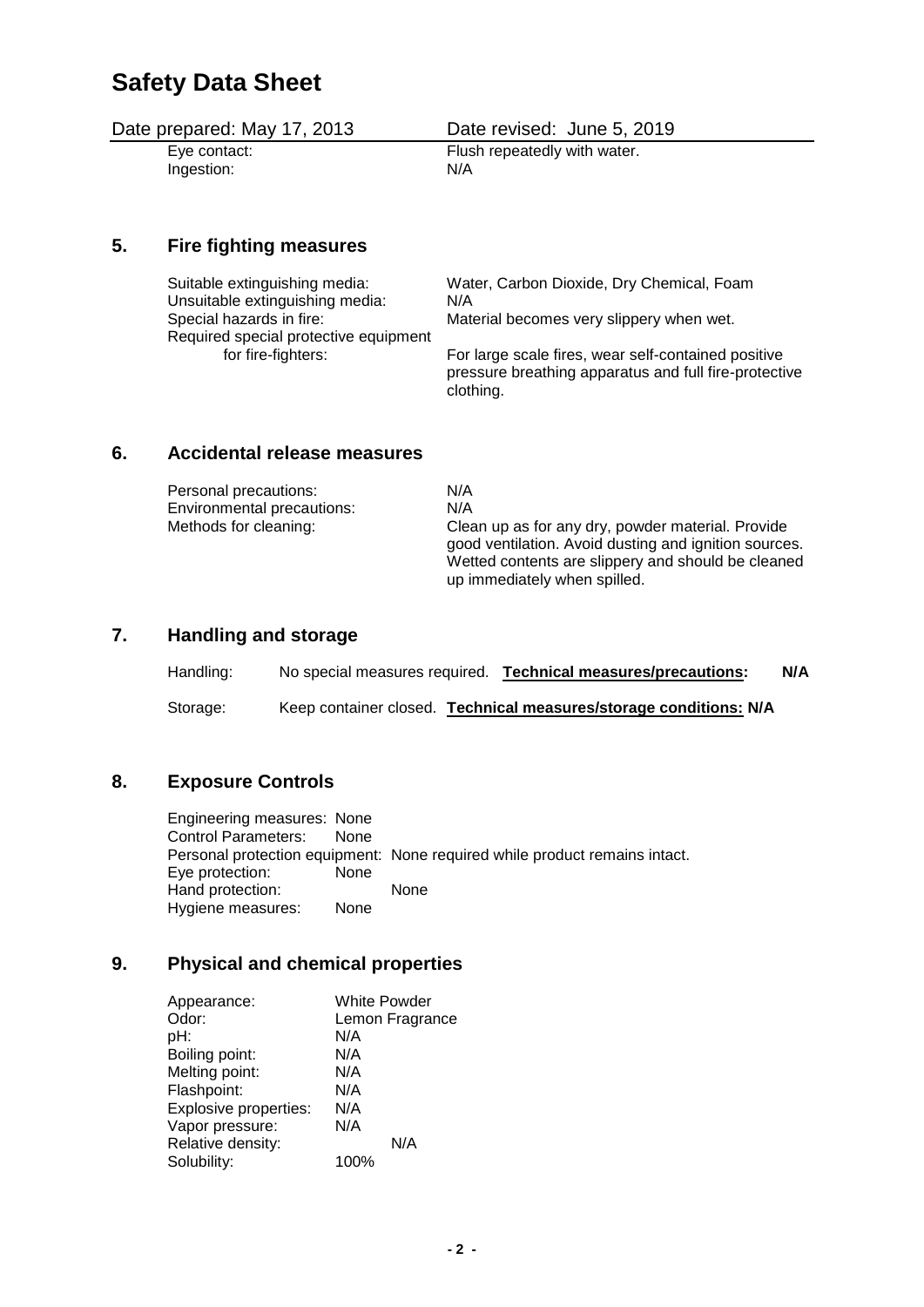# Safety Data Sheet

Date prepared: May 17, 2013 Date revised: June 5, 2019

| | |
|---|---|
| Eye contact: | Flush repeatedly with water. |
| Ingestion: | N/A |

## 5. Fire fighting measures

| | |
|---|---|
| Suitable extinguishing media: | Water, Carbon Dioxide, Dry Chemical, Foam |
| Unsuitable extinguishing media: | N/A |
| Special hazards in fire: | Material becomes very slippery when wet. |
| Required special protective equipment for fire-fighters: | For large scale fires, wear self-contained positive pressure breathing apparatus and full fire-protective clothing. |

## 6. Accidental release measures

| | |
|---|---|
| Personal precautions: | N/A |
| Environmental precautions: | N/A |
| Methods for cleaning: | Clean up as for any dry, powder material. Provide good ventilation. Avoid dusting and ignition sources. Wetted contents are slippery and should be cleaned up immediately when spilled. |

## 7. Handling and storage

Handling: No special measures required. **Technical measures/precautions: N/A**

Storage: Keep container closed. **Technical measures/storage conditions: N/A**

## 8. Exposure Controls

Engineering measures: None
Control Parameters: None
Personal protection equipment: None required while product remains intact.
Eye protection: None
Hand protection: None
Hygiene measures: None

## 9. Physical and chemical properties

| | |
|---|---|
| Appearance: | White Powder |
| Odor: | Lemon Fragrance |
| pH: | N/A |
| Boiling point: | N/A |
| Melting point: | N/A |
| Flashpoint: | N/A |
| Explosive properties: | N/A |
| Vapor pressure: | N/A |
| Relative density: | N/A |
| Solubility: | 100% |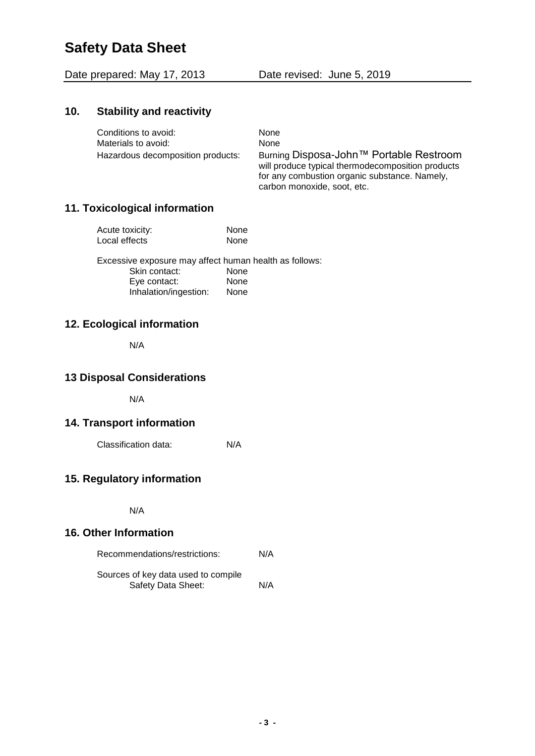# Safety Data Sheet

Date prepared: May 17, 2013 Date revised: June 5, 2019

## 10. Stability and reactivity

| | |
|---|---|
| Conditions to avoid: | None |
| Materials to avoid: | None |
| Hazardous decomposition products: | Burning Disposa-John™ Portable Restroom will produce typical thermodecomposition products for any combustion organic substance. Namely, carbon monoxide, soot, etc. |

## 11. Toxicological information

| | |
|---|---|
| Acute toxicity: | None |
| Local effects | None |

Excessive exposure may affect human health as follows:

| | |
|---|---|
| Skin contact: | None |
| Eye contact: | None |
| Inhalation/ingestion: | None |

## 12. Ecological information

N/A

## 13 Disposal Considerations

N/A

## 14. Transport information

Classification data: N/A

## 15. Regulatory information

N/A

## 16. Other Information

| | |
|---|---|
| Recommendations/restrictions: | N/A |
| Sources of key data used to compile Safety Data Sheet: | N/A |